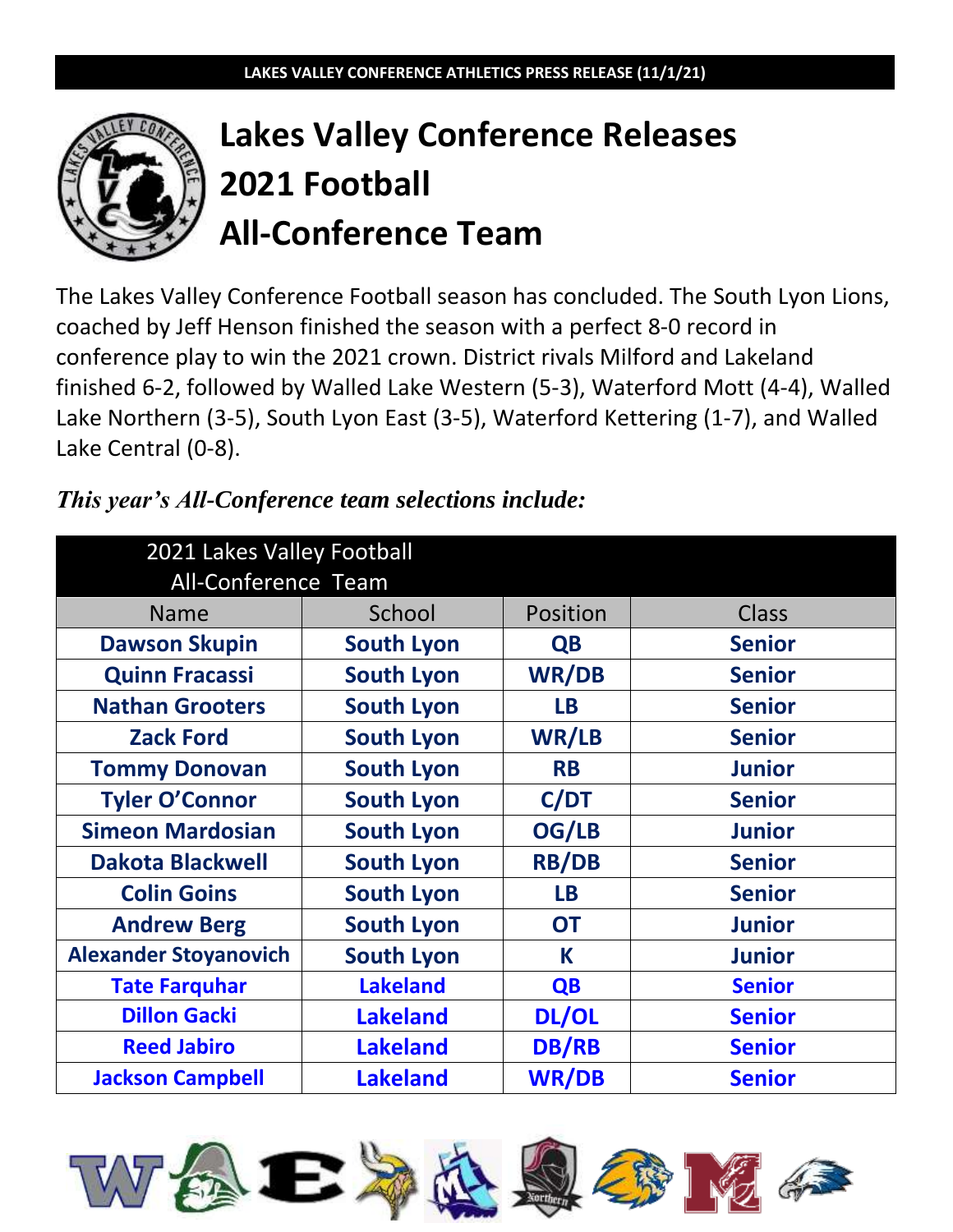LAKES VALLEY CONFERENCE ATHLETICS PRESS RELEASE (11/1/21)

# Lakes Valley Conference Releases 2021 Football All-Conference Team

The Lakes Valley Conference Football season has concluded. The South Lyon Lions, coached by Jeff Henson finished the season with a perfect 8-0 record in conference play to win the 2021 crown. District rivals Milford and Lakeland finished 6-2, followed by Walled Lake Western (5-3), Waterford Mott (4-4), Walled Lake Northern (3-5), South Lyon East (3-5), Waterford Kettering (1-7), and Walled Lake Central (0-8).

***This year's All-Conference team selections include:***

| 2021 Lakes Valley Football All-Conference Team | | | |
|---|---|---|---|
| Name | School | Position | Class |
| **Dawson Skupin** | **South Lyon** | **QB** | **Senior** |
| **Quinn Fracassi** | **South Lyon** | **WR/DB** | **Senior** |
| **Nathan Grooters** | **South Lyon** | **LB** | **Senior** |
| **Zack Ford** | **South Lyon** | **WR/LB** | **Senior** |
| **Tommy Donovan** | **South Lyon** | **RB** | **Junior** |
| **Tyler O'Connor** | **South Lyon** | **C/DT** | **Senior** |
| **Simeon Mardosian** | **South Lyon** | **OG/LB** | **Junior** |
| **Dakota Blackwell** | **South Lyon** | **RB/DB** | **Senior** |
| **Colin Goins** | **South Lyon** | **LB** | **Senior** |
| **Andrew Berg** | **South Lyon** | **OT** | **Junior** |
| **Alexander Stoyanovich** | **South Lyon** | **K** | **Junior** |
| **Tate Farquhar** | **Lakeland** | **QB** | **Senior** |
| **Dillon Gacki** | **Lakeland** | **DL/OL** | **Senior** |
| **Reed Jabiro** | **Lakeland** | **DB/RB** | **Senior** |
| **Jackson Campbell** | **Lakeland** | **WR/DB** | **Senior** |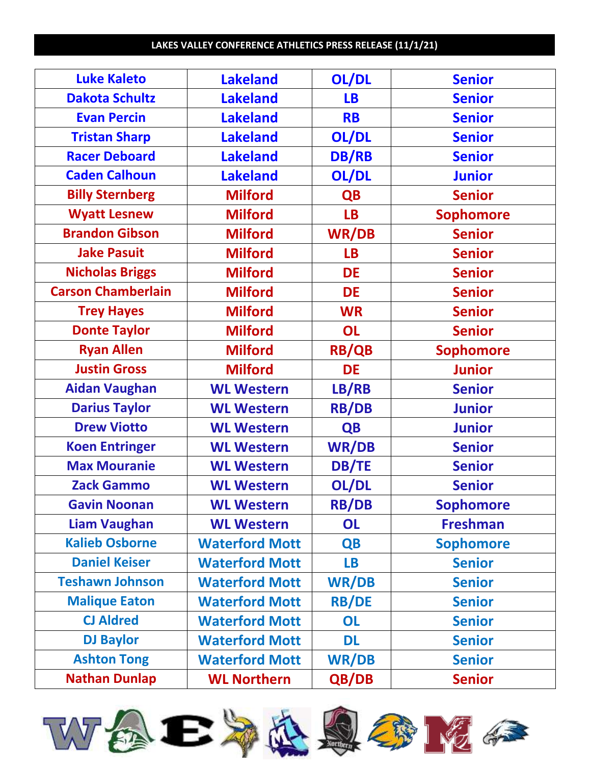**LAKES VALLEY CONFERENCE ATHLETICS PRESS RELEASE (11/1/21)**

| | | | |
|---|---|---|---|
| Luke Kaleto | Lakeland | OL/DL | Senior |
| Dakota Schultz | Lakeland | LB | Senior |
| Evan Percin | Lakeland | RB | Senior |
| Tristan Sharp | Lakeland | OL/DL | Senior |
| Racer Deboard | Lakeland | DB/RB | Senior |
| Caden Calhoun | Lakeland | OL/DL | Junior |
| Billy Sternberg | Milford | QB | Senior |
| Wyatt Lesnew | Milford | LB | Sophomore |
| Brandon Gibson | Milford | WR/DB | Senior |
| Jake Pasuit | Milford | LB | Senior |
| Nicholas Briggs | Milford | DE | Senior |
| Carson Chamberlain | Milford | DE | Senior |
| Trey Hayes | Milford | WR | Senior |
| Donte Taylor | Milford | OL | Senior |
| Ryan Allen | Milford | RB/QB | Sophomore |
| Justin Gross | Milford | DE | Junior |
| Aidan Vaughan | WL Western | LB/RB | Senior |
| Darius Taylor | WL Western | RB/DB | Junior |
| Drew Viotto | WL Western | QB | Junior |
| Koen Entringer | WL Western | WR/DB | Senior |
| Max Mouranie | WL Western | DB/TE | Senior |
| Zack Gammo | WL Western | OL/DL | Senior |
| Gavin Noonan | WL Western | RB/DB | Sophomore |
| Liam Vaughan | WL Western | OL | Freshman |
| Kalieb Osborne | Waterford Mott | QB | Sophomore |
| Daniel Keiser | Waterford Mott | LB | Senior |
| Teshawn Johnson | Waterford Mott | WR/DB | Senior |
| Malique Eaton | Waterford Mott | RB/DE | Senior |
| CJ Aldred | Waterford Mott | OL | Senior |
| DJ Baylor | Waterford Mott | DL | Senior |
| Ashton Tong | Waterford Mott | WR/DB | Senior |
| Nathan Dunlap | WL Northern | QB/DB | Senior |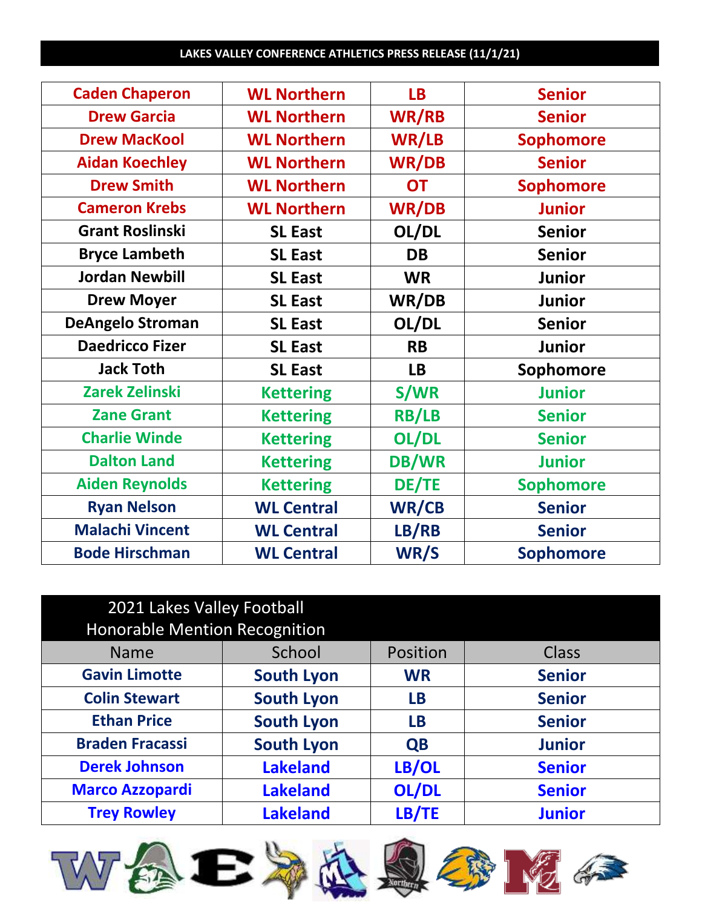**LAKES VALLEY CONFERENCE ATHLETICS PRESS RELEASE (11/1/21)**

| | | | |
|---|---|---|---|
| Caden Chaperon | WL Northern | LB | Senior |
| Drew Garcia | WL Northern | WR/RB | Senior |
| Drew MacKool | WL Northern | WR/LB | Sophomore |
| Aidan Koechley | WL Northern | WR/DB | Senior |
| Drew Smith | WL Northern | OT | Sophomore |
| Cameron Krebs | WL Northern | WR/DB | Junior |
| Grant Roslinski | SL East | OL/DL | Senior |
| Bryce Lambeth | SL East | DB | Senior |
| Jordan Newbill | SL East | WR | Junior |
| Drew Moyer | SL East | WR/DB | Junior |
| DeAngelo Stroman | SL East | OL/DL | Senior |
| Daedricco Fizer | SL East | RB | Junior |
| Jack Toth | SL East | LB | Sophomore |
| Zarek Zelinski | Kettering | S/WR | Junior |
| Zane Grant | Kettering | RB/LB | Senior |
| Charlie Winde | Kettering | OL/DL | Senior |
| Dalton Land | Kettering | DB/WR | Junior |
| Aiden Reynolds | Kettering | DE/TE | Sophomore |
| Ryan Nelson | WL Central | WR/CB | Senior |
| Malachi Vincent | WL Central | LB/RB | Senior |
| Bode Hirschman | WL Central | WR/S | Sophomore |

**2021 Lakes Valley Football Honorable Mention Recognition**

| Name | School | Position | Class |
|---|---|---|---|
| Gavin Limotte | South Lyon | WR | Senior |
| Colin Stewart | South Lyon | LB | Senior |
| Ethan Price | South Lyon | LB | Senior |
| Braden Fracassi | South Lyon | QB | Junior |
| Derek Johnson | Lakeland | LB/OL | Senior |
| Marco Azzopardi | Lakeland | OL/DL | Senior |
| Trey Rowley | Lakeland | LB/TE | Junior |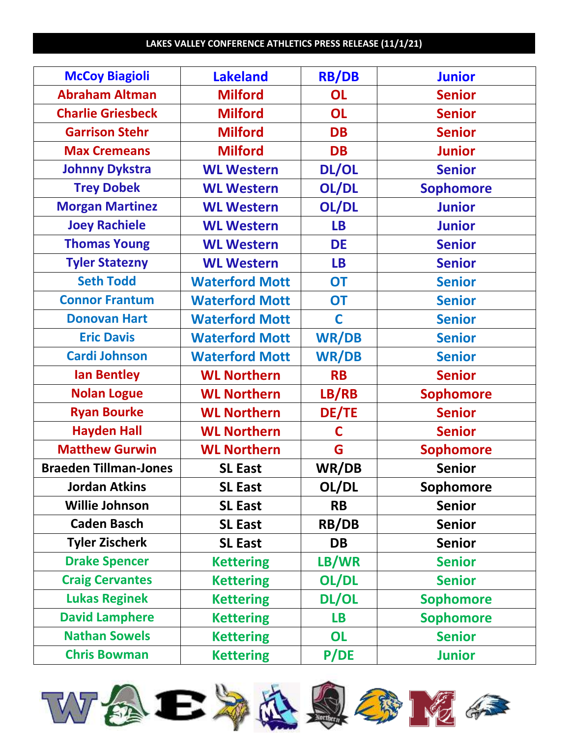**LAKES VALLEY CONFERENCE ATHLETICS PRESS RELEASE (11/1/21)**

| | | | |
|---|---|---|---|
| McCoy Biagioli | Lakeland | RB/DB | Junior |
| Abraham Altman | Milford | OL | Senior |
| Charlie Griesbeck | Milford | OL | Senior |
| Garrison Stehr | Milford | DB | Senior |
| Max Cremeans | Milford | DB | Junior |
| Johnny Dykstra | WL Western | DL/OL | Senior |
| Trey Dobek | WL Western | OL/DL | Sophomore |
| Morgan Martinez | WL Western | OL/DL | Junior |
| Joey Rachiele | WL Western | LB | Junior |
| Thomas Young | WL Western | DE | Senior |
| Tyler Statezny | WL Western | LB | Senior |
| Seth Todd | Waterford Mott | OT | Senior |
| Connor Frantum | Waterford Mott | OT | Senior |
| Donovan Hart | Waterford Mott | C | Senior |
| Eric Davis | Waterford Mott | WR/DB | Senior |
| Cardi Johnson | Waterford Mott | WR/DB | Senior |
| Ian Bentley | WL Northern | RB | Senior |
| Nolan Logue | WL Northern | LB/RB | Sophomore |
| Ryan Bourke | WL Northern | DE/TE | Senior |
| Hayden Hall | WL Northern | C | Senior |
| Matthew Gurwin | WL Northern | G | Sophomore |
| Braeden Tillman-Jones | SL East | WR/DB | Senior |
| Jordan Atkins | SL East | OL/DL | Sophomore |
| Willie Johnson | SL East | RB | Senior |
| Caden Basch | SL East | RB/DB | Senior |
| Tyler Zischerk | SL East | DB | Senior |
| Drake Spencer | Kettering | LB/WR | Senior |
| Craig Cervantes | Kettering | OL/DL | Senior |
| Lukas Reginek | Kettering | DL/OL | Sophomore |
| David Lamphere | Kettering | LB | Sophomore |
| Nathan Sowels | Kettering | OL | Senior |
| Chris Bowman | Kettering | P/DE | Junior |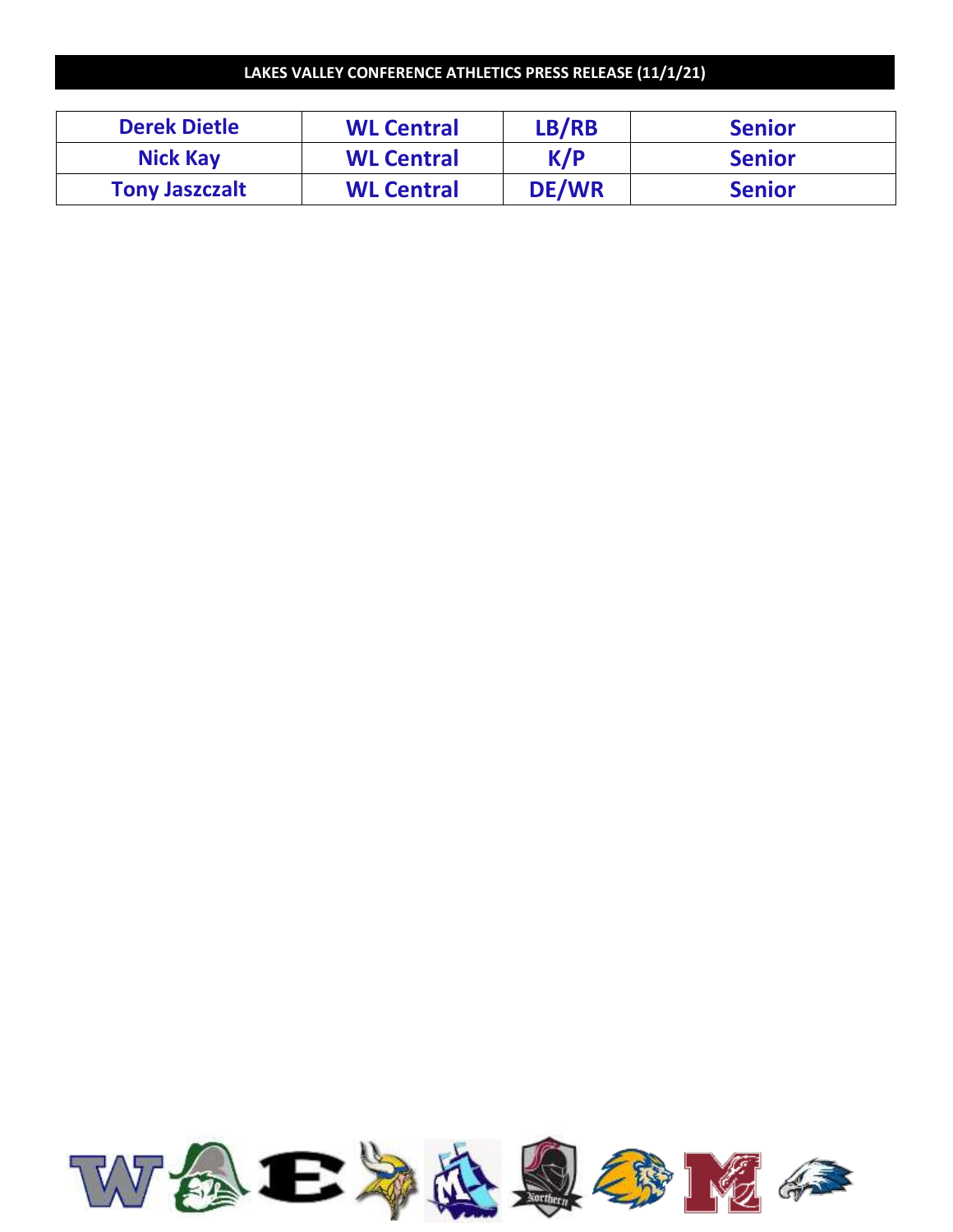| | | | |
|---|---|---|---|
| Derek Dietle | WL Central | LB/RB | Senior |
| Nick Kay | WL Central | K/P | Senior |
| Tony Jaszczalt | WL Central | DE/WR | Senior |